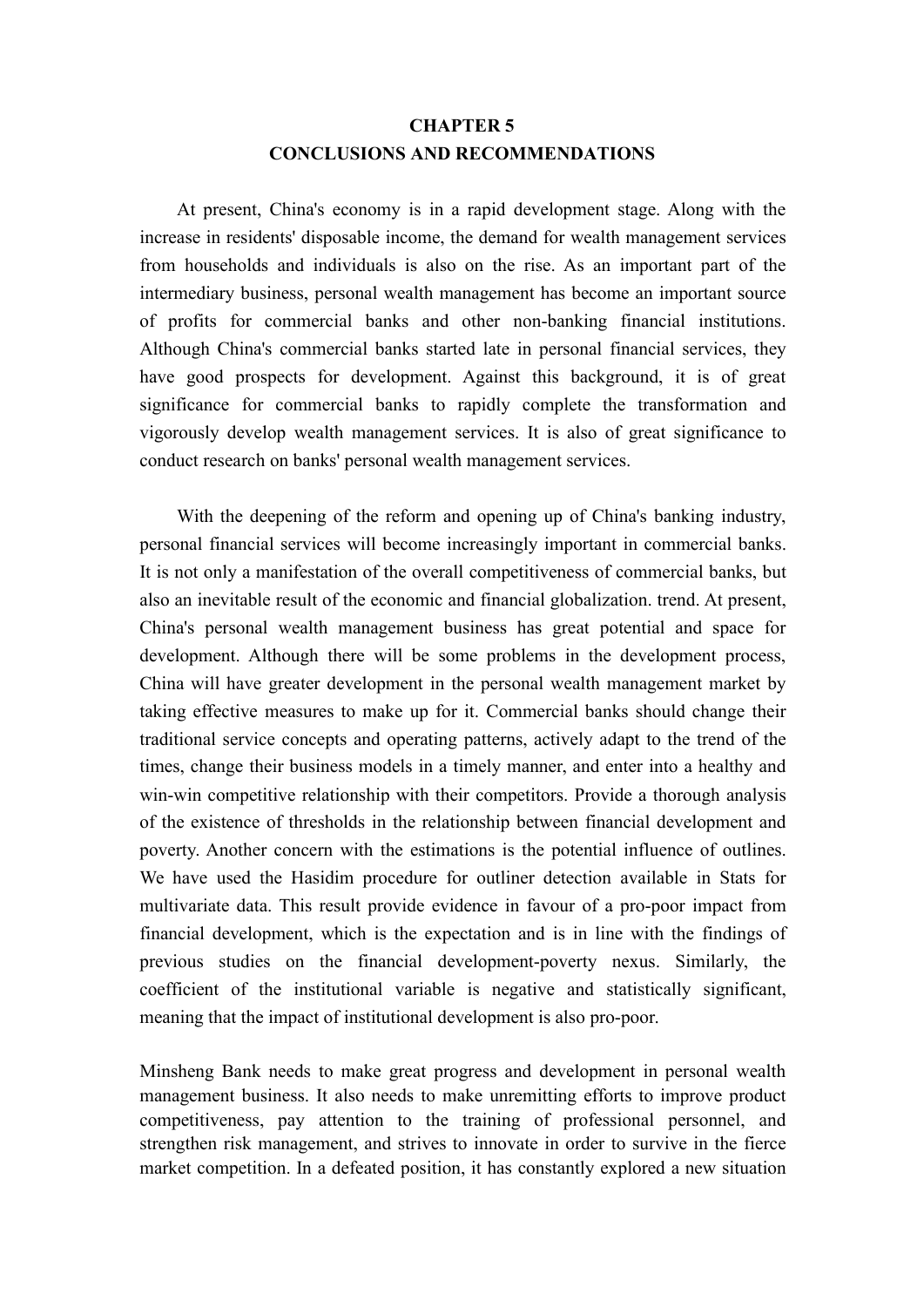# CHAPTER 5
# CONCLUSIONS AND RECOMMENDATIONS

At present, China's economy is in a rapid development stage. Along with the increase in residents' disposable income, the demand for wealth management services from households and individuals is also on the rise. As an important part of the intermediary business, personal wealth management has become an important source of profits for commercial banks and other non-banking financial institutions. Although China's commercial banks started late in personal financial services, they have good prospects for development. Against this background, it is of great significance for commercial banks to rapidly complete the transformation and vigorously develop wealth management services. It is also of great significance to conduct research on banks' personal wealth management services.

With the deepening of the reform and opening up of China's banking industry, personal financial services will become increasingly important in commercial banks. It is not only a manifestation of the overall competitiveness of commercial banks, but also an inevitable result of the economic and financial globalization. trend. At present, China's personal wealth management business has great potential and space for development. Although there will be some problems in the development process, China will have greater development in the personal wealth management market by taking effective measures to make up for it. Commercial banks should change their traditional service concepts and operating patterns, actively adapt to the trend of the times, change their business models in a timely manner, and enter into a healthy and win-win competitive relationship with their competitors. Provide a thorough analysis of the existence of thresholds in the relationship between financial development and poverty. Another concern with the estimations is the potential influence of outlines. We have used the Hasidim procedure for outliner detection available in Stats for multivariate data. This result provide evidence in favour of a pro-poor impact from financial development, which is the expectation and is in line with the findings of previous studies on the financial development-poverty nexus. Similarly, the coefficient of the institutional variable is negative and statistically significant, meaning that the impact of institutional development is also pro-poor.

Minsheng Bank needs to make great progress and development in personal wealth management business. It also needs to make unremitting efforts to improve product competitiveness, pay attention to the training of professional personnel, and strengthen risk management, and strives to innovate in order to survive in the fierce market competition. In a defeated position, it has constantly explored a new situation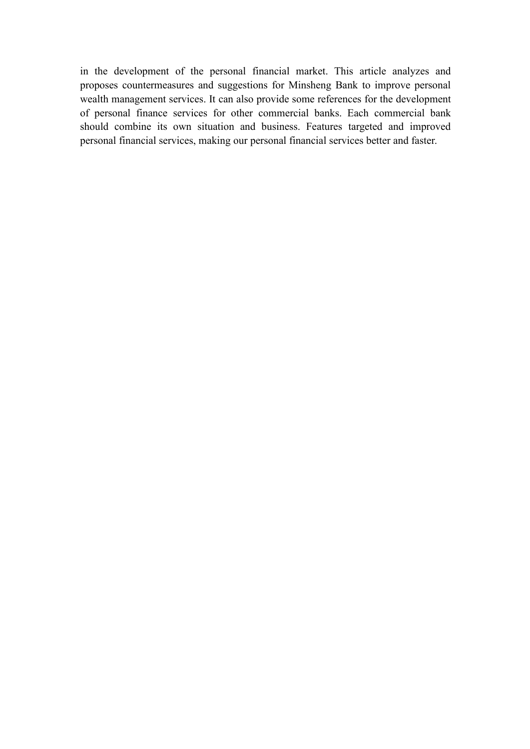in the development of the personal financial market. This article analyzes and proposes countermeasures and suggestions for Minsheng Bank to improve personal wealth management services. It can also provide some references for the development of personal finance services for other commercial banks. Each commercial bank should combine its own situation and business. Features targeted and improved personal financial services, making our personal financial services better and faster.